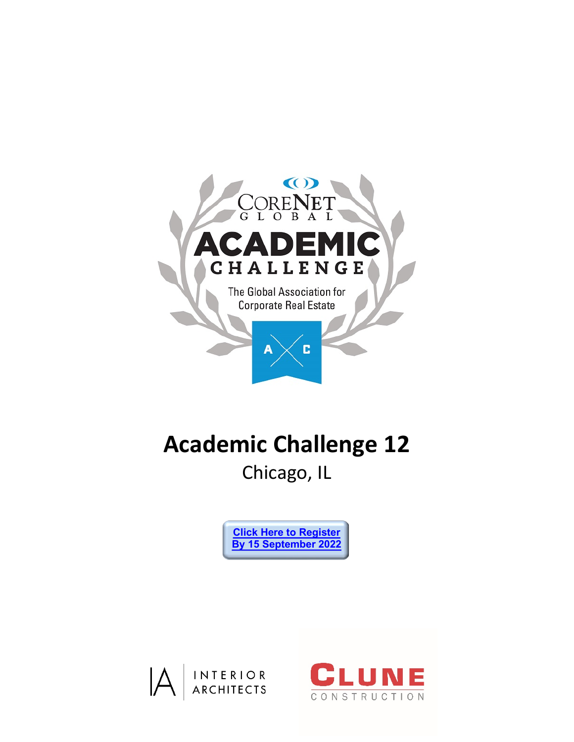CoreNet Global

# ACADEMIC CHALLENGE

The Global Association for Corporate Real Estate

A C

# Academic Challenge 12

Chicago, IL

**Click Here to Register By 15 September 2022**

INTERIOR ARCHITECTS

CLUNE CONSTRUCTION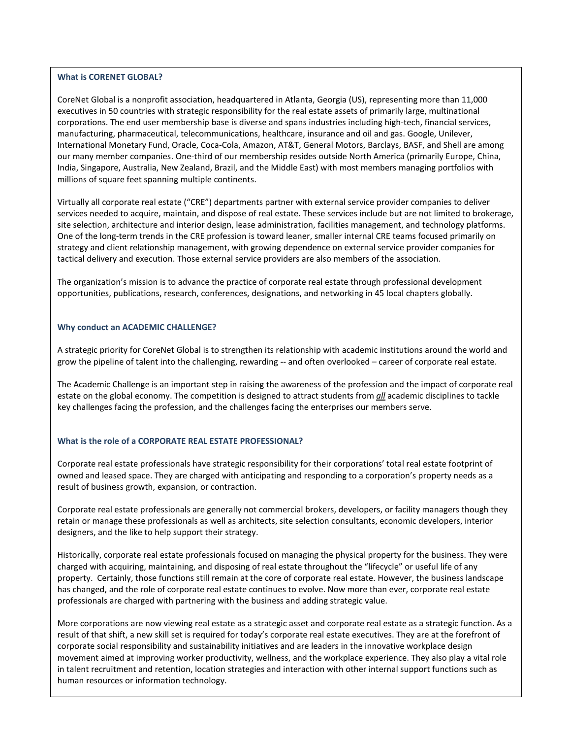**What is CORENET GLOBAL?**

CoreNet Global is a nonprofit association, headquartered in Atlanta, Georgia (US), representing more than 11,000 executives in 50 countries with strategic responsibility for the real estate assets of primarily large, multinational corporations. The end user membership base is diverse and spans industries including high-tech, financial services, manufacturing, pharmaceutical, telecommunications, healthcare, insurance and oil and gas. Google, Unilever, International Monetary Fund, Oracle, Coca-Cola, Amazon, AT&T, General Motors, Barclays, BASF, and Shell are among our many member companies. One-third of our membership resides outside North America (primarily Europe, China, India, Singapore, Australia, New Zealand, Brazil, and the Middle East) with most members managing portfolios with millions of square feet spanning multiple continents.

Virtually all corporate real estate ("CRE") departments partner with external service provider companies to deliver services needed to acquire, maintain, and dispose of real estate. These services include but are not limited to brokerage, site selection, architecture and interior design, lease administration, facilities management, and technology platforms. One of the long-term trends in the CRE profession is toward leaner, smaller internal CRE teams focused primarily on strategy and client relationship management, with growing dependence on external service provider companies for tactical delivery and execution. Those external service providers are also members of the association.

The organization's mission is to advance the practice of corporate real estate through professional development opportunities, publications, research, conferences, designations, and networking in 45 local chapters globally.

**Why conduct an ACADEMIC CHALLENGE?**

A strategic priority for CoreNet Global is to strengthen its relationship with academic institutions around the world and grow the pipeline of talent into the challenging, rewarding -- and often overlooked – career of corporate real estate.

The Academic Challenge is an important step in raising the awareness of the profession and the impact of corporate real estate on the global economy. The competition is designed to attract students from ***all*** academic disciplines to tackle key challenges facing the profession, and the challenges facing the enterprises our members serve.

**What is the role of a CORPORATE REAL ESTATE PROFESSIONAL?**

Corporate real estate professionals have strategic responsibility for their corporations' total real estate footprint of owned and leased space. They are charged with anticipating and responding to a corporation's property needs as a result of business growth, expansion, or contraction.

Corporate real estate professionals are generally not commercial brokers, developers, or facility managers though they retain or manage these professionals as well as architects, site selection consultants, economic developers, interior designers, and the like to help support their strategy.

Historically, corporate real estate professionals focused on managing the physical property for the business. They were charged with acquiring, maintaining, and disposing of real estate throughout the "lifecycle" or useful life of any property. Certainly, those functions still remain at the core of corporate real estate. However, the business landscape has changed, and the role of corporate real estate continues to evolve. Now more than ever, corporate real estate professionals are charged with partnering with the business and adding strategic value.

More corporations are now viewing real estate as a strategic asset and corporate real estate as a strategic function. As a result of that shift, a new skill set is required for today's corporate real estate executives. They are at the forefront of corporate social responsibility and sustainability initiatives and are leaders in the innovative workplace design movement aimed at improving worker productivity, wellness, and the workplace experience. They also play a vital role in talent recruitment and retention, location strategies and interaction with other internal support functions such as human resources or information technology.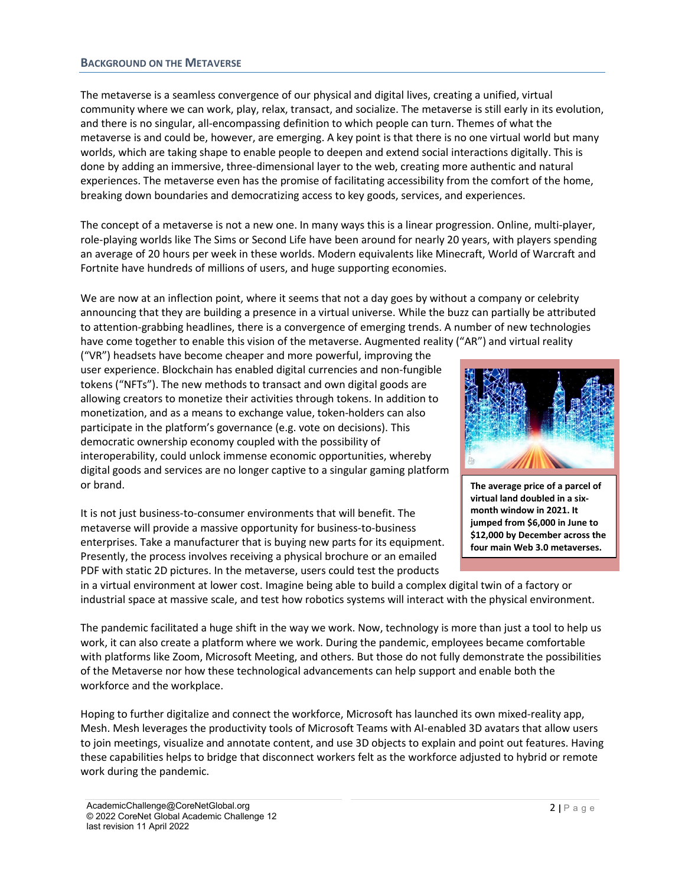## BACKGROUND ON THE METAVERSE

The metaverse is a seamless convergence of our physical and digital lives, creating a unified, virtual community where we can work, play, relax, transact, and socialize. The metaverse is still early in its evolution, and there is no singular, all-encompassing definition to which people can turn. Themes of what the metaverse is and could be, however, are emerging. A key point is that there is no one virtual world but many worlds, which are taking shape to enable people to deepen and extend social interactions digitally. This is done by adding an immersive, three-dimensional layer to the web, creating more authentic and natural experiences. The metaverse even has the promise of facilitating accessibility from the comfort of the home, breaking down boundaries and democratizing access to key goods, services, and experiences.

The concept of a metaverse is not a new one. In many ways this is a linear progression. Online, multi-player, role-playing worlds like The Sims or Second Life have been around for nearly 20 years, with players spending an average of 20 hours per week in these worlds. Modern equivalents like Minecraft, World of Warcraft and Fortnite have hundreds of millions of users, and huge supporting economies.

We are now at an inflection point, where it seems that not a day goes by without a company or celebrity announcing that they are building a presence in a virtual universe. While the buzz can partially be attributed to attention-grabbing headlines, there is a convergence of emerging trends. A number of new technologies have come together to enable this vision of the metaverse. Augmented reality ("AR") and virtual reality ("VR") headsets have become cheaper and more powerful, improving the user experience. Blockchain has enabled digital currencies and non-fungible tokens ("NFTs"). The new methods to transact and own digital goods are allowing creators to monetize their activities through tokens. In addition to monetization, and as a means to exchange value, token-holders can also participate in the platform's governance (e.g. vote on decisions). This democratic ownership economy coupled with the possibility of interoperability, could unlock immense economic opportunities, whereby digital goods and services are no longer captive to a singular gaming platform or brand.

**The average price of a parcel of virtual land doubled in a six-month window in 2021. It jumped from $6,000 in June to $12,000 by December across the four main Web 3.0 metaverses.**

It is not just business-to-consumer environments that will benefit. The metaverse will provide a massive opportunity for business-to-business enterprises. Take a manufacturer that is buying new parts for its equipment. Presently, the process involves receiving a physical brochure or an emailed PDF with static 2D pictures. In the metaverse, users could test the products in a virtual environment at lower cost. Imagine being able to build a complex digital twin of a factory or industrial space at massive scale, and test how robotics systems will interact with the physical environment.

The pandemic facilitated a huge shift in the way we work. Now, technology is more than just a tool to help us work, it can also create a platform where we work. During the pandemic, employees became comfortable with platforms like Zoom, Microsoft Meeting, and others. But those do not fully demonstrate the possibilities of the Metaverse nor how these technological advancements can help support and enable both the workforce and the workplace.

Hoping to further digitalize and connect the workforce, Microsoft has launched its own mixed-reality app, Mesh. Mesh leverages the productivity tools of Microsoft Teams with AI-enabled 3D avatars that allow users to join meetings, visualize and annotate content, and use 3D objects to explain and point out features. Having these capabilities helps to bridge that disconnect workers felt as the workforce adjusted to hybrid or remote work during the pandemic.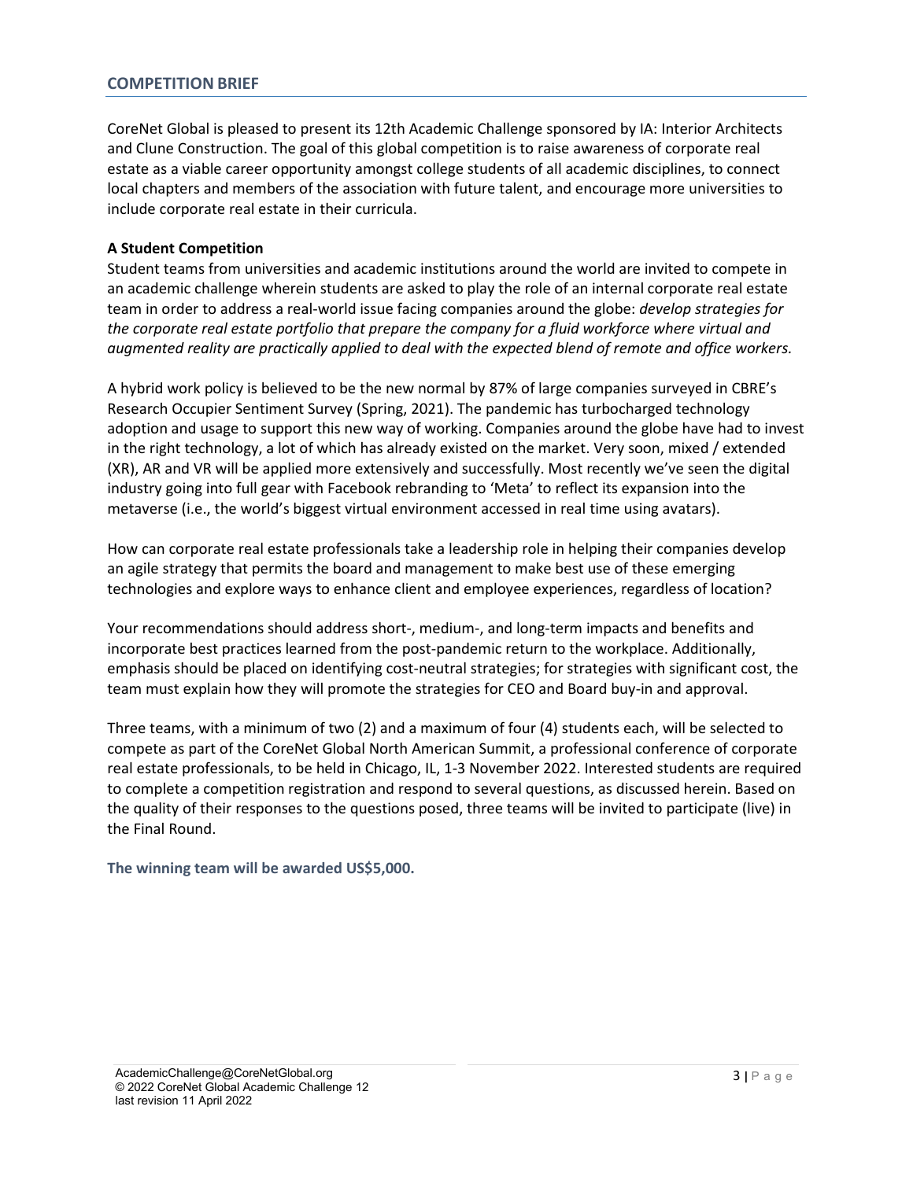## COMPETITION BRIEF

CoreNet Global is pleased to present its 12th Academic Challenge sponsored by IA: Interior Architects and Clune Construction. The goal of this global competition is to raise awareness of corporate real estate as a viable career opportunity amongst college students of all academic disciplines, to connect local chapters and members of the association with future talent, and encourage more universities to include corporate real estate in their curricula.

**A Student Competition**

Student teams from universities and academic institutions around the world are invited to compete in an academic challenge wherein students are asked to play the role of an internal corporate real estate team in order to address a real-world issue facing companies around the globe: *develop strategies for the corporate real estate portfolio that prepare the company for a fluid workforce where virtual and augmented reality are practically applied to deal with the expected blend of remote and office workers.*

A hybrid work policy is believed to be the new normal by 87% of large companies surveyed in CBRE's Research Occupier Sentiment Survey (Spring, 2021). The pandemic has turbocharged technology adoption and usage to support this new way of working. Companies around the globe have had to invest in the right technology, a lot of which has already existed on the market. Very soon, mixed / extended (XR), AR and VR will be applied more extensively and successfully. Most recently we've seen the digital industry going into full gear with Facebook rebranding to 'Meta' to reflect its expansion into the metaverse (i.e., the world's biggest virtual environment accessed in real time using avatars).

How can corporate real estate professionals take a leadership role in helping their companies develop an agile strategy that permits the board and management to make best use of these emerging technologies and explore ways to enhance client and employee experiences, regardless of location?

Your recommendations should address short-, medium-, and long-term impacts and benefits and incorporate best practices learned from the post-pandemic return to the workplace. Additionally, emphasis should be placed on identifying cost-neutral strategies; for strategies with significant cost, the team must explain how they will promote the strategies for CEO and Board buy-in and approval.

Three teams, with a minimum of two (2) and a maximum of four (4) students each, will be selected to compete as part of the CoreNet Global North American Summit, a professional conference of corporate real estate professionals, to be held in Chicago, IL, 1-3 November 2022. Interested students are required to complete a competition registration and respond to several questions, as discussed herein. Based on the quality of their responses to the questions posed, three teams will be invited to participate (live) in the Final Round.

**The winning team will be awarded US$5,000.**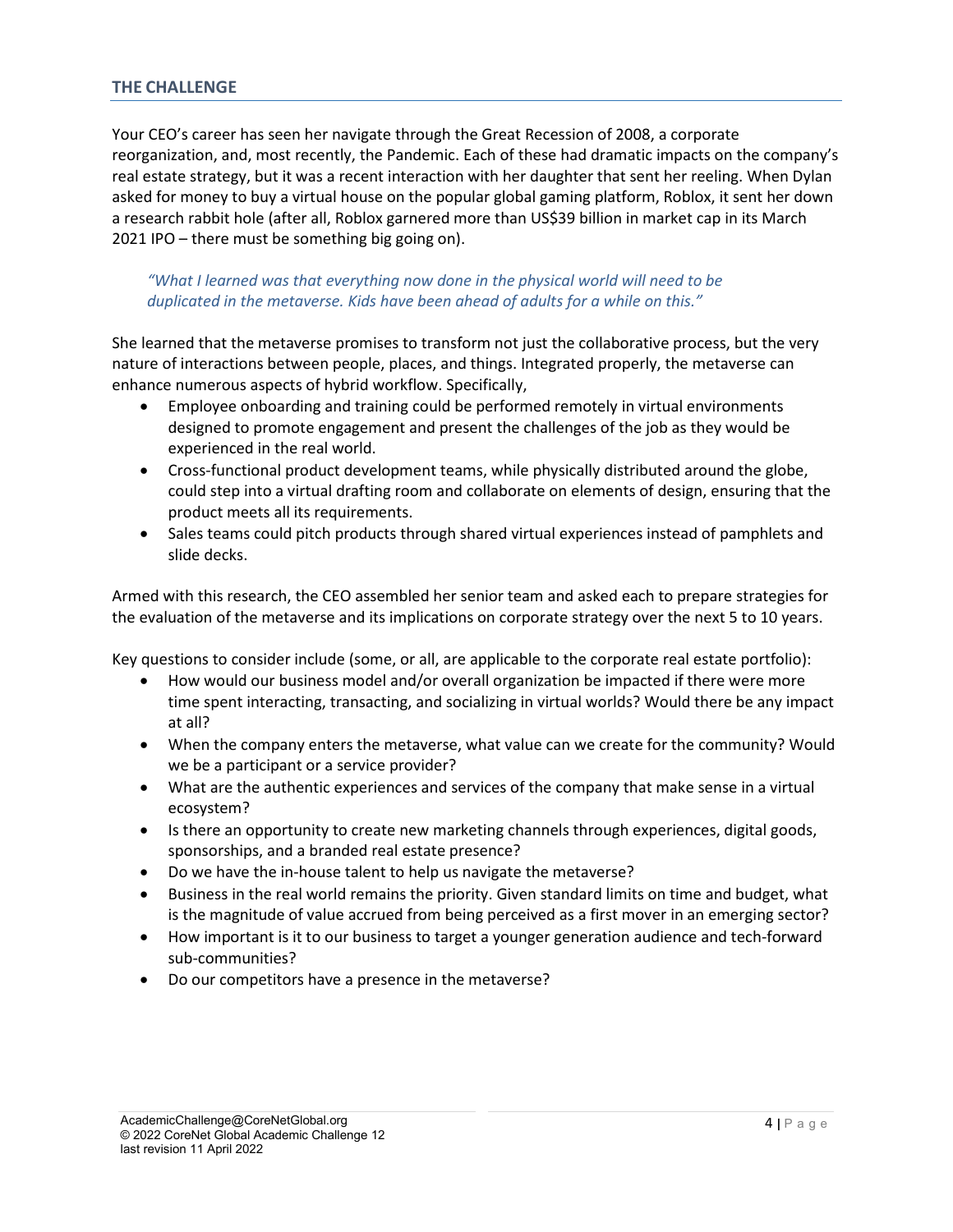## THE CHALLENGE

Your CEO's career has seen her navigate through the Great Recession of 2008, a corporate reorganization, and, most recently, the Pandemic. Each of these had dramatic impacts on the company's real estate strategy, but it was a recent interaction with her daughter that sent her reeling. When Dylan asked for money to buy a virtual house on the popular global gaming platform, Roblox, it sent her down a research rabbit hole (after all, Roblox garnered more than US$39 billion in market cap in its March 2021 IPO – there must be something big going on).

> *"What I learned was that everything now done in the physical world will need to be duplicated in the metaverse. Kids have been ahead of adults for a while on this."*

She learned that the metaverse promises to transform not just the collaborative process, but the very nature of interactions between people, places, and things. Integrated properly, the metaverse can enhance numerous aspects of hybrid workflow. Specifically,

- Employee onboarding and training could be performed remotely in virtual environments designed to promote engagement and present the challenges of the job as they would be experienced in the real world.
- Cross-functional product development teams, while physically distributed around the globe, could step into a virtual drafting room and collaborate on elements of design, ensuring that the product meets all its requirements.
- Sales teams could pitch products through shared virtual experiences instead of pamphlets and slide decks.

Armed with this research, the CEO assembled her senior team and asked each to prepare strategies for the evaluation of the metaverse and its implications on corporate strategy over the next 5 to 10 years.

Key questions to consider include (some, or all, are applicable to the corporate real estate portfolio):

- How would our business model and/or overall organization be impacted if there were more time spent interacting, transacting, and socializing in virtual worlds? Would there be any impact at all?
- When the company enters the metaverse, what value can we create for the community? Would we be a participant or a service provider?
- What are the authentic experiences and services of the company that make sense in a virtual ecosystem?
- Is there an opportunity to create new marketing channels through experiences, digital goods, sponsorships, and a branded real estate presence?
- Do we have the in-house talent to help us navigate the metaverse?
- Business in the real world remains the priority. Given standard limits on time and budget, what is the magnitude of value accrued from being perceived as a first mover in an emerging sector?
- How important is it to our business to target a younger generation audience and tech-forward sub-communities?
- Do our competitors have a presence in the metaverse?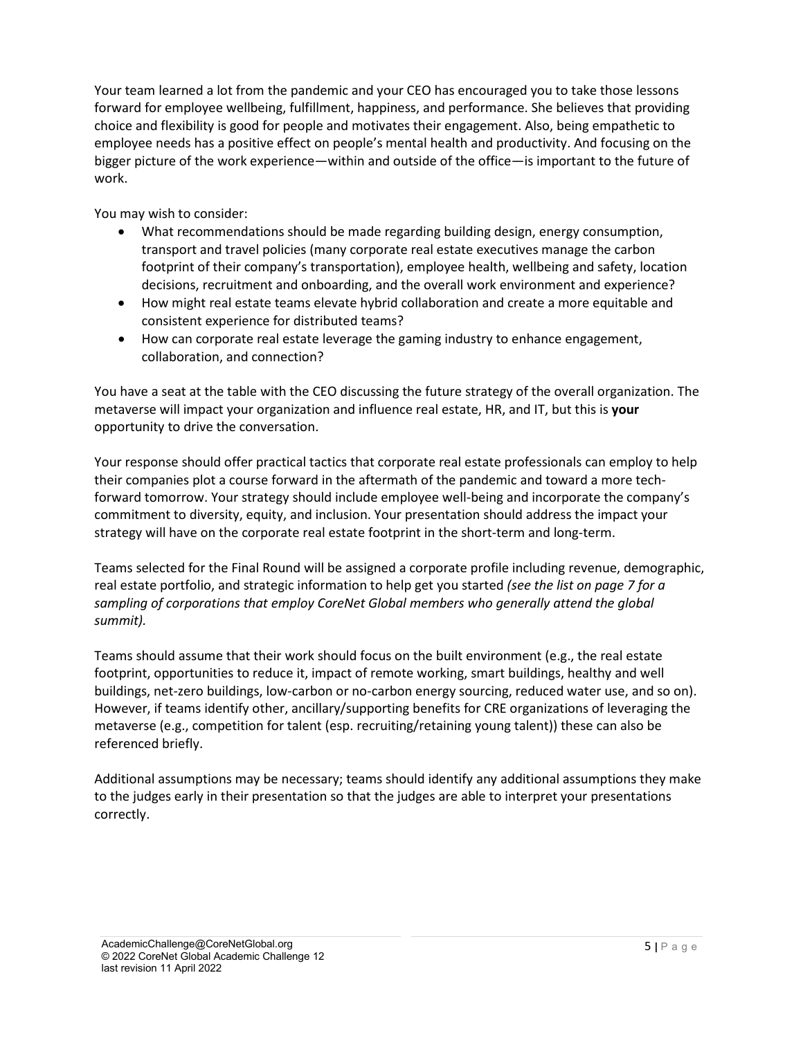Your team learned a lot from the pandemic and your CEO has encouraged you to take those lessons forward for employee wellbeing, fulfillment, happiness, and performance. She believes that providing choice and flexibility is good for people and motivates their engagement. Also, being empathetic to employee needs has a positive effect on people's mental health and productivity. And focusing on the bigger picture of the work experience—within and outside of the office—is important to the future of work.

You may wish to consider:

- What recommendations should be made regarding building design, energy consumption, transport and travel policies (many corporate real estate executives manage the carbon footprint of their company's transportation), employee health, wellbeing and safety, location decisions, recruitment and onboarding, and the overall work environment and experience?
- How might real estate teams elevate hybrid collaboration and create a more equitable and consistent experience for distributed teams?
- How can corporate real estate leverage the gaming industry to enhance engagement, collaboration, and connection?

You have a seat at the table with the CEO discussing the future strategy of the overall organization. The metaverse will impact your organization and influence real estate, HR, and IT, but this is **your** opportunity to drive the conversation.

Your response should offer practical tactics that corporate real estate professionals can employ to help their companies plot a course forward in the aftermath of the pandemic and toward a more tech-forward tomorrow. Your strategy should include employee well-being and incorporate the company's commitment to diversity, equity, and inclusion. Your presentation should address the impact your strategy will have on the corporate real estate footprint in the short-term and long-term.

Teams selected for the Final Round will be assigned a corporate profile including revenue, demographic, real estate portfolio, and strategic information to help get you started *(see the list on page 7 for a sampling of corporations that employ CoreNet Global members who generally attend the global summit).*

Teams should assume that their work should focus on the built environment (e.g., the real estate footprint, opportunities to reduce it, impact of remote working, smart buildings, healthy and well buildings, net-zero buildings, low-carbon or no-carbon energy sourcing, reduced water use, and so on). However, if teams identify other, ancillary/supporting benefits for CRE organizations of leveraging the metaverse (e.g., competition for talent (esp. recruiting/retaining young talent)) these can also be referenced briefly.

Additional assumptions may be necessary; teams should identify any additional assumptions they make to the judges early in their presentation so that the judges are able to interpret your presentations correctly.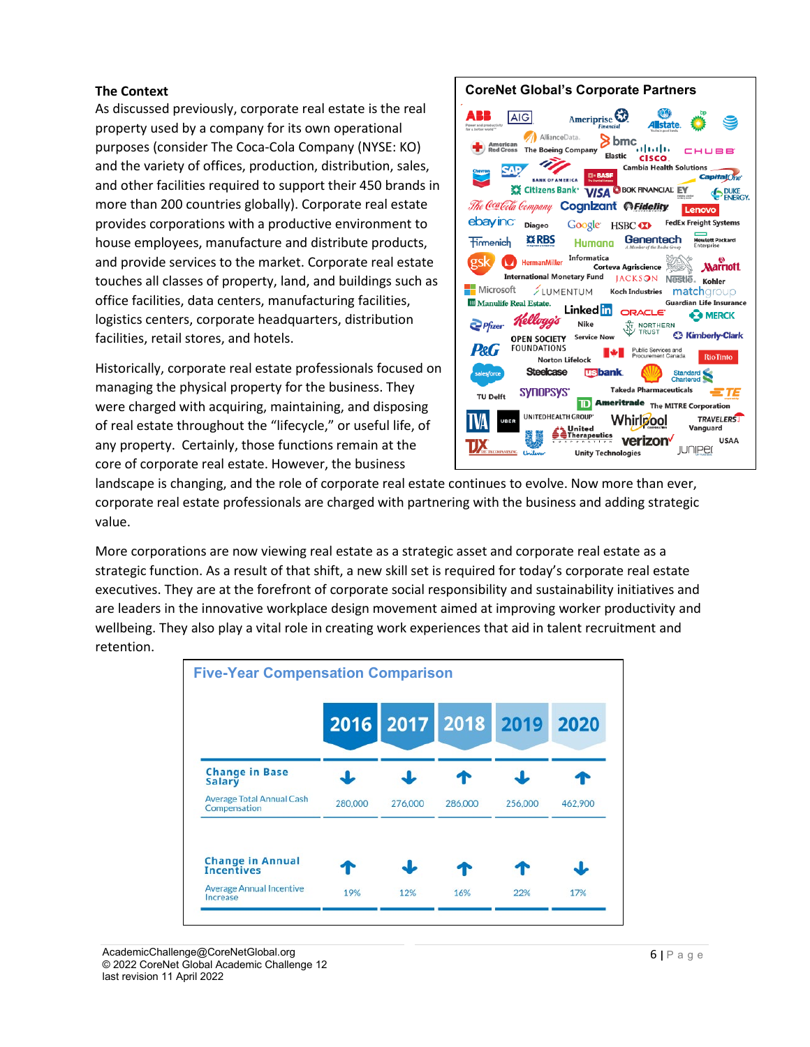### The Context

As discussed previously, corporate real estate is the real property used by a company for its own operational purposes (consider The Coca-Cola Company (NYSE: KO) and the variety of offices, production, distribution, sales, and other facilities required to support their 450 brands in more than 200 countries globally). Corporate real estate provides corporations with a productive environment to house employees, manufacture and distribute products, and provide services to the market. Corporate real estate touches all classes of property, land, and buildings such as office facilities, data centers, manufacturing facilities, logistics centers, corporate headquarters, distribution facilities, retail stores, and hotels.

Historically, corporate real estate professionals focused on managing the physical property for the business. They were charged with acquiring, maintaining, and disposing of real estate throughout the "lifecycle," or useful life, of any property. Certainly, those functions remain at the core of corporate real estate. However, the business landscape is changing, and the role of corporate real estate continues to evolve. Now more than ever, corporate real estate professionals are charged with partnering with the business and adding strategic value.

**CoreNet Global's Corporate Partners**

ABB, AIG, Ameriprise Financial, Allstate, bp, AT&T, American Red Cross, AllianceData, The Boeing Company, bmc, Elastic, Cisco, Chubb, Chevron, SAP, Bank of America, BASF, Cambia Health Solutions, Capital One, Citizens Bank, Visa, BOK Financial, EY, Duke Energy, The Coca-Cola Company, Cognizant, Fidelity, Lenovo, ebay inc, Diageo, Google, HSBC, FedEx Freight Systems, Firmenich, RBS, Humana, Genentech, Hewlett Packard Enterprise, gsk, HermanMiller, Informatica, Corteva Agriscience, Marriott, International Monetary Fund, Jackson, Nestlé, Kohler, Microsoft, Lumentum, Koch Industries, matchgroup, Manulife Real Estate, LinkedIn, Oracle, Guardian Life Insurance, Merck, Pfizer, Kellogg's, Nike, Northern Trust, Kimberly-Clark, Open Society Foundations, Service Now, P&G, Public Services and Procurement Canada, Norton Lifelock, RioTinto, salesforce, Steelcase, usbank, Shell, Standard Chartered, TU Delft, Synopsys, Takeda Pharmaceuticals, TE, TD Ameritrade, The MITRE Corporation, TVA, Uber, UnitedHealth Group, Whirlpool, Travelers, Vanguard, United Therapeutics, Verizon, USAA, TJX, Unilever, Unity Technologies, Juniper

More corporations are now viewing real estate as a strategic asset and corporate real estate as a strategic function. As a result of that shift, a new skill set is required for today's corporate real estate executives. They are at the forefront of corporate social responsibility and sustainability initiatives and are leaders in the innovative workplace design movement aimed at improving worker productivity and wellbeing. They also play a vital role in creating work experiences that aid in talent recruitment and retention.

**Five-Year Compensation Comparison**

| | 2016 | 2017 | 2018 | 2019 | 2020 |
|---|---|---|---|---|---|
| **Change in Base Salary** | ↓ | ↓ | ↑ | ↓ | ↑ |
| Average Total Annual Cash Compensation | 280,000 | 276,000 | 286,000 | 256,000 | 462,900 |
| **Change in Annual Incentives** | ↑ | ↓ | ↑ | ↑ | ↓ |
| Average Annual Incentive Increase | 19% | 12% | 16% | 22% | 17% |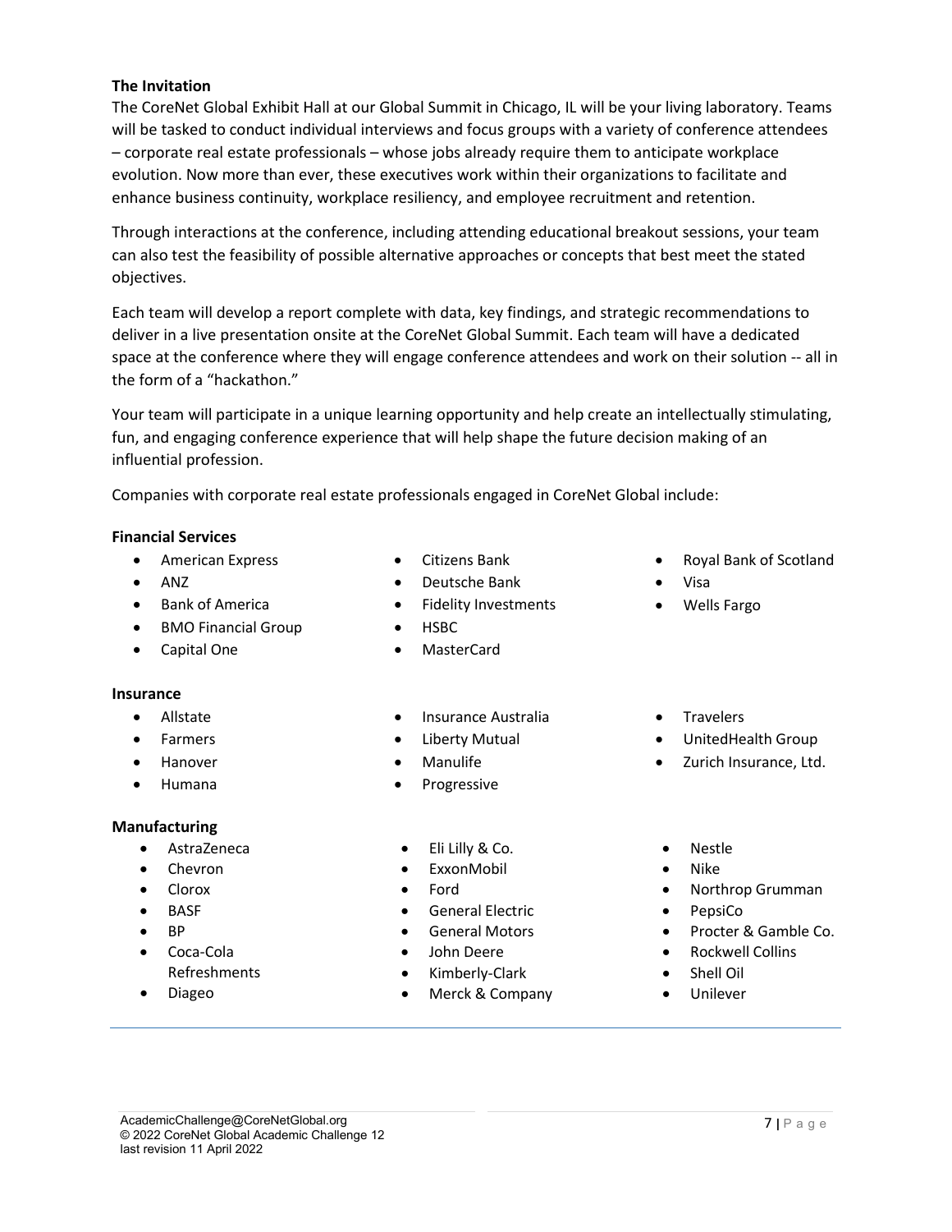**The Invitation**

The CoreNet Global Exhibit Hall at our Global Summit in Chicago, IL will be your living laboratory. Teams will be tasked to conduct individual interviews and focus groups with a variety of conference attendees – corporate real estate professionals – whose jobs already require them to anticipate workplace evolution. Now more than ever, these executives work within their organizations to facilitate and enhance business continuity, workplace resiliency, and employee recruitment and retention.

Through interactions at the conference, including attending educational breakout sessions, your team can also test the feasibility of possible alternative approaches or concepts that best meet the stated objectives.

Each team will develop a report complete with data, key findings, and strategic recommendations to deliver in a live presentation onsite at the CoreNet Global Summit. Each team will have a dedicated space at the conference where they will engage conference attendees and work on their solution -- all in the form of a "hackathon."

Your team will participate in a unique learning opportunity and help create an intellectually stimulating, fun, and engaging conference experience that will help shape the future decision making of an influential profession.

Companies with corporate real estate professionals engaged in CoreNet Global include:

**Financial Services**

- American Express
- ANZ
- Bank of America
- BMO Financial Group
- Capital One
- Citizens Bank
- Deutsche Bank
- Fidelity Investments
- HSBC
- MasterCard
- Royal Bank of Scotland
- Visa
- Wells Fargo

**Insurance**

- Allstate
- Farmers
- Hanover
- Humana
- Insurance Australia
- Liberty Mutual
- Manulife
- Progressive
- Travelers
- UnitedHealth Group
- Zurich Insurance, Ltd.

**Manufacturing**

- AstraZeneca
- Chevron
- Clorox
- BASF
- BP
- Coca-Cola Refreshments
- Diageo
- Eli Lilly & Co.
- ExxonMobil
- Ford
- General Electric
- General Motors
- John Deere
- Kimberly-Clark
- Merck & Company
- Nestle
- Nike
- Northrop Grumman
- PepsiCo
- Procter & Gamble Co.
- Rockwell Collins
- Shell Oil
- Unilever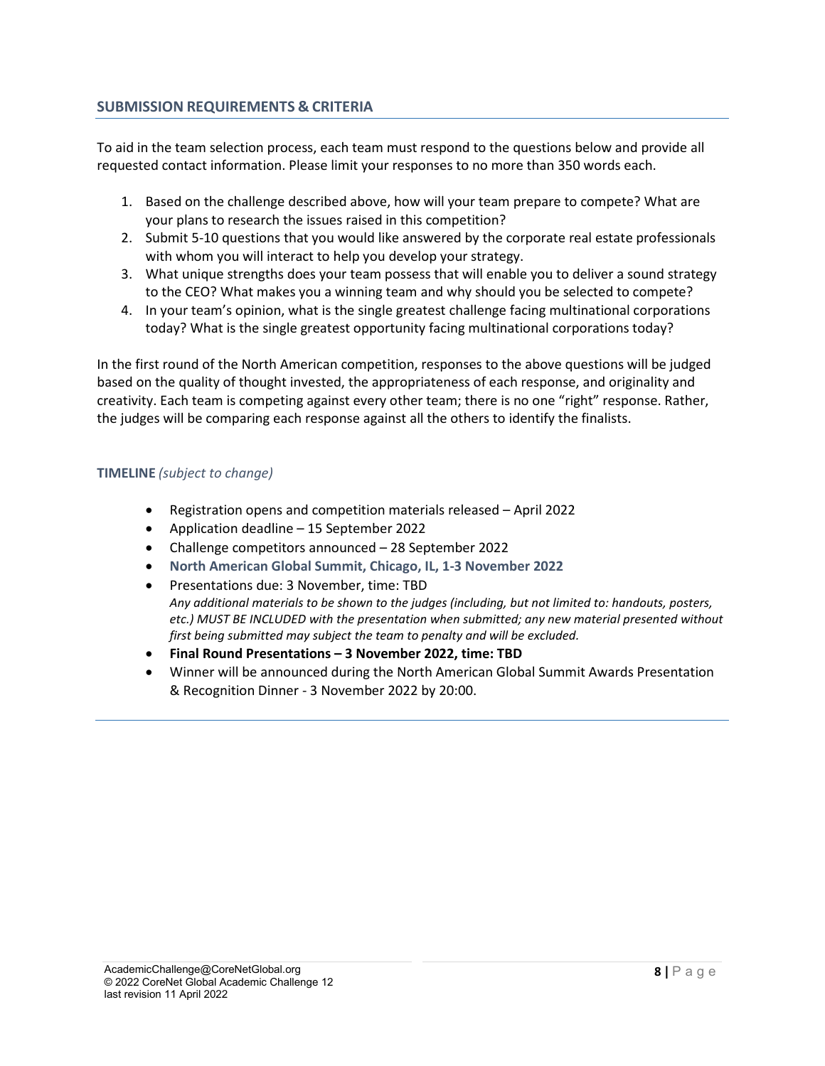## SUBMISSION REQUIREMENTS & CRITERIA

To aid in the team selection process, each team must respond to the questions below and provide all requested contact information. Please limit your responses to no more than 350 words each.

1. Based on the challenge described above, how will your team prepare to compete? What are your plans to research the issues raised in this competition?
2. Submit 5-10 questions that you would like answered by the corporate real estate professionals with whom you will interact to help you develop your strategy.
3. What unique strengths does your team possess that will enable you to deliver a sound strategy to the CEO? What makes you a winning team and why should you be selected to compete?
4. In your team's opinion, what is the single greatest challenge facing multinational corporations today? What is the single greatest opportunity facing multinational corporations today?

In the first round of the North American competition, responses to the above questions will be judged based on the quality of thought invested, the appropriateness of each response, and originality and creativity. Each team is competing against every other team; there is no one "right" response. Rather, the judges will be comparing each response against all the others to identify the finalists.

**TIMELINE** *(subject to change)*

- Registration opens and competition materials released – April 2022
- Application deadline – 15 September 2022
- Challenge competitors announced – 28 September 2022
- **North American Global Summit, Chicago, IL, 1-3 November 2022**
- Presentations due: 3 November, time: TBD
  *Any additional materials to be shown to the judges (including, but not limited to: handouts, posters, etc.) MUST BE INCLUDED with the presentation when submitted; any new material presented without first being submitted may subject the team to penalty and will be excluded.*
- **Final Round Presentations – 3 November 2022, time: TBD**
- Winner will be announced during the North American Global Summit Awards Presentation & Recognition Dinner - 3 November 2022 by 20:00.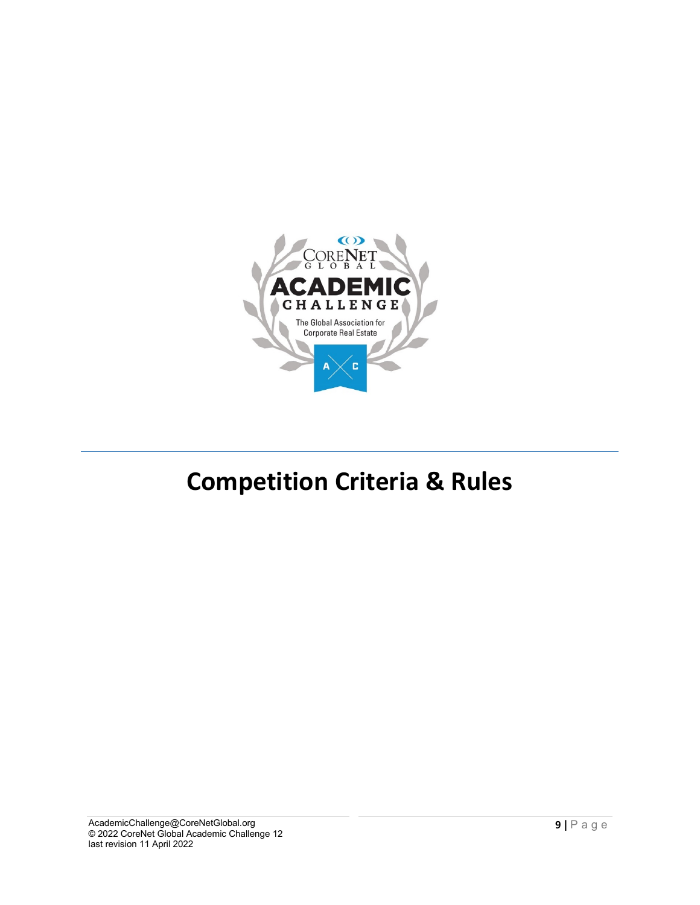# Competition Criteria & Rules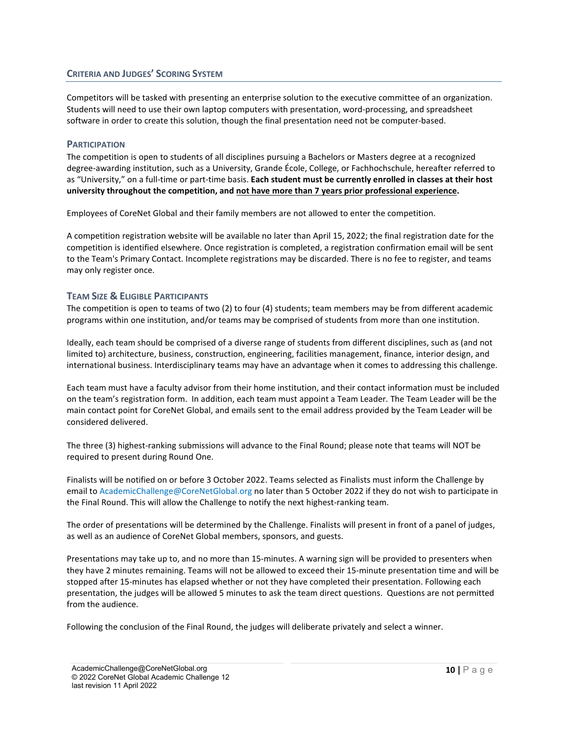## Criteria and Judges' Scoring System

Competitors will be tasked with presenting an enterprise solution to the executive committee of an organization. Students will need to use their own laptop computers with presentation, word-processing, and spreadsheet software in order to create this solution, though the final presentation need not be computer-based.

### Participation

The competition is open to students of all disciplines pursuing a Bachelors or Masters degree at a recognized degree-awarding institution, such as a University, Grande École, College, or Fachhochschule, hereafter referred to as "University," on a full-time or part-time basis. **Each student must be currently enrolled in classes at their host university throughout the competition, and <u>not have more than 7 years prior professional experience</u>.**

Employees of CoreNet Global and their family members are not allowed to enter the competition.

A competition registration website will be available no later than April 15, 2022; the final registration date for the competition is identified elsewhere. Once registration is completed, a registration confirmation email will be sent to the Team's Primary Contact. Incomplete registrations may be discarded. There is no fee to register, and teams may only register once.

### Team Size & Eligible Participants

The competition is open to teams of two (2) to four (4) students; team members may be from different academic programs within one institution, and/or teams may be comprised of students from more than one institution.

Ideally, each team should be comprised of a diverse range of students from different disciplines, such as (and not limited to) architecture, business, construction, engineering, facilities management, finance, interior design, and international business. Interdisciplinary teams may have an advantage when it comes to addressing this challenge.

Each team must have a faculty advisor from their home institution, and their contact information must be included on the team's registration form. In addition, each team must appoint a Team Leader. The Team Leader will be the main contact point for CoreNet Global, and emails sent to the email address provided by the Team Leader will be considered delivered.

The three (3) highest-ranking submissions will advance to the Final Round; please note that teams will NOT be required to present during Round One.

Finalists will be notified on or before 3 October 2022. Teams selected as Finalists must inform the Challenge by email to AcademicChallenge@CoreNetGlobal.org no later than 5 October 2022 if they do not wish to participate in the Final Round. This will allow the Challenge to notify the next highest-ranking team.

The order of presentations will be determined by the Challenge. Finalists will present in front of a panel of judges, as well as an audience of CoreNet Global members, sponsors, and guests.

Presentations may take up to, and no more than 15-minutes. A warning sign will be provided to presenters when they have 2 minutes remaining. Teams will not be allowed to exceed their 15-minute presentation time and will be stopped after 15-minutes has elapsed whether or not they have completed their presentation. Following each presentation, the judges will be allowed 5 minutes to ask the team direct questions. Questions are not permitted from the audience.

Following the conclusion of the Final Round, the judges will deliberate privately and select a winner.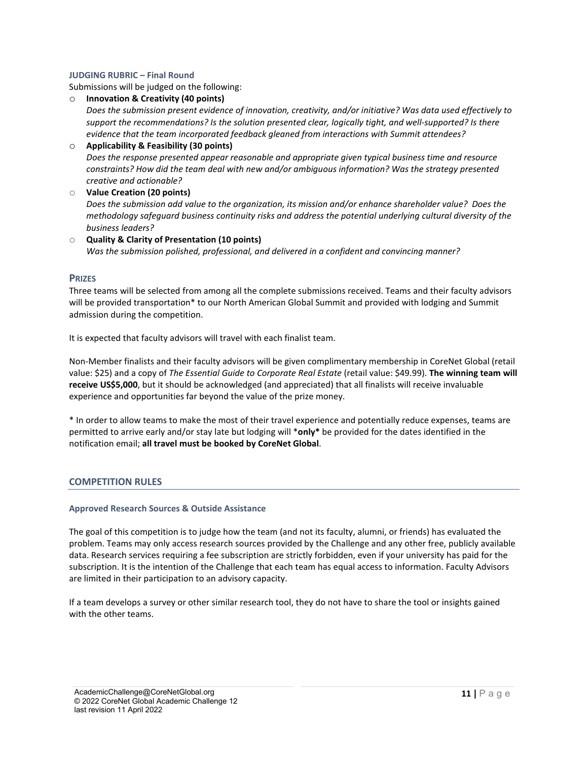#### JUDGING RUBRIC – Final Round

Submissions will be judged on the following:

- **Innovation & Creativity (40 points)**
  *Does the submission present evidence of innovation, creativity, and/or initiative? Was data used effectively to support the recommendations? Is the solution presented clear, logically tight, and well-supported? Is there evidence that the team incorporated feedback gleaned from interactions with Summit attendees?*
- **Applicability & Feasibility (30 points)**
  *Does the response presented appear reasonable and appropriate given typical business time and resource constraints? How did the team deal with new and/or ambiguous information? Was the strategy presented creative and actionable?*
- **Value Creation (20 points)**
  *Does the submission add value to the organization, its mission and/or enhance shareholder value? Does the methodology safeguard business continuity risks and address the potential underlying cultural diversity of the business leaders?*
- **Quality & Clarity of Presentation (10 points)**
  *Was the submission polished, professional, and delivered in a confident and convincing manner?*

### PRIZES

Three teams will be selected from among all the complete submissions received. Teams and their faculty advisors will be provided transportation* to our North American Global Summit and provided with lodging and Summit admission during the competition.

It is expected that faculty advisors will travel with each finalist team.

Non-Member finalists and their faculty advisors will be given complimentary membership in CoreNet Global (retail value: $25) and a copy of *The Essential Guide to Corporate Real Estate* (retail value: $49.99). **The winning team will receive US$5,000**, but it should be acknowledged (and appreciated) that all finalists will receive invaluable experience and opportunities far beyond the value of the prize money.

* In order to allow teams to make the most of their travel experience and potentially reduce expenses, teams are permitted to arrive early and/or stay late but lodging will \***only**\* be provided for the dates identified in the notification email; **all travel must be booked by CoreNet Global**.

## COMPETITION RULES

#### Approved Research Sources & Outside Assistance

The goal of this competition is to judge how the team (and not its faculty, alumni, or friends) has evaluated the problem. Teams may only access research sources provided by the Challenge and any other free, publicly available data. Research services requiring a fee subscription are strictly forbidden, even if your university has paid for the subscription. It is the intention of the Challenge that each team has equal access to information. Faculty Advisors are limited in their participation to an advisory capacity.

If a team develops a survey or other similar research tool, they do not have to share the tool or insights gained with the other teams.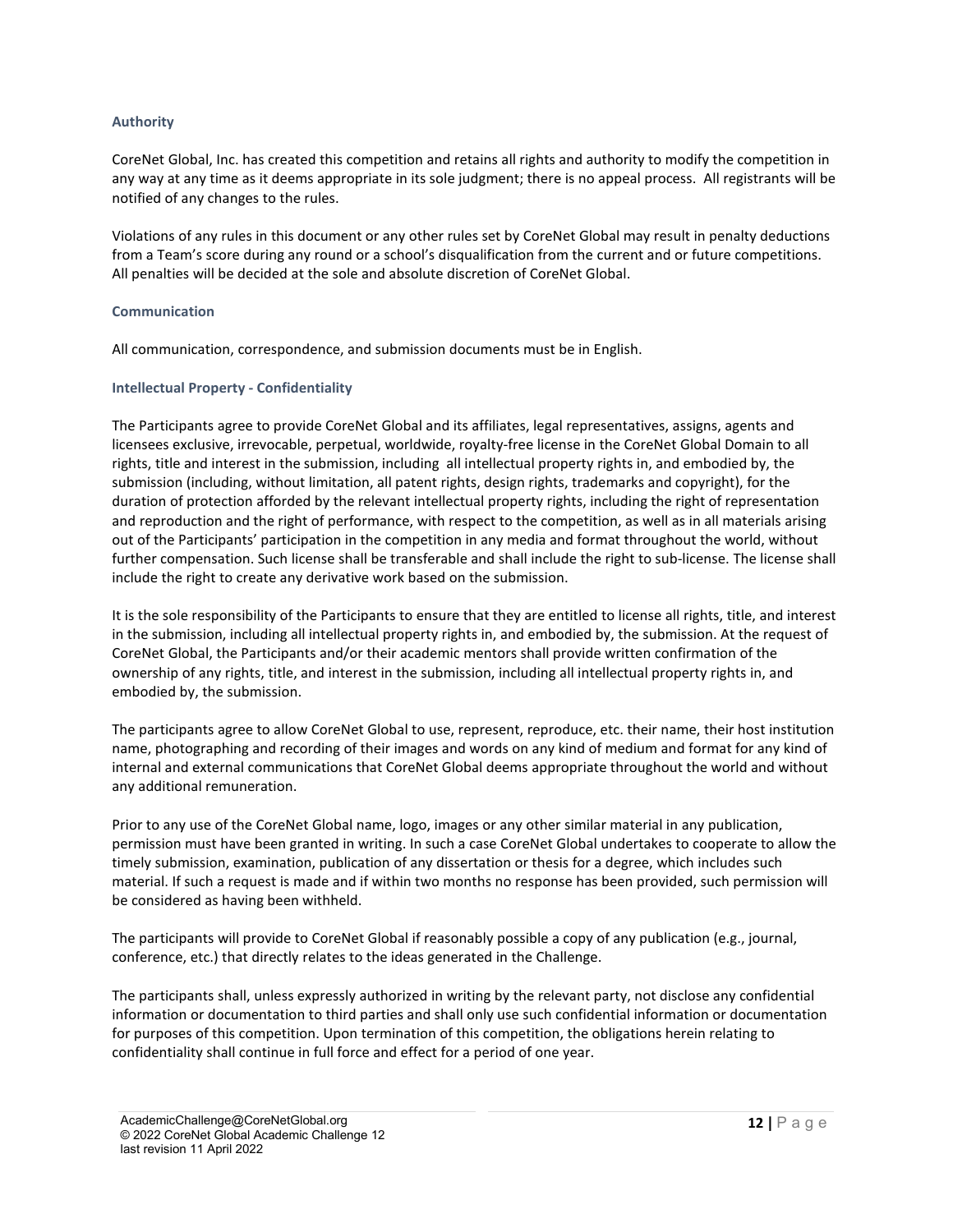### Authority

CoreNet Global, Inc. has created this competition and retains all rights and authority to modify the competition in any way at any time as it deems appropriate in its sole judgment; there is no appeal process. All registrants will be notified of any changes to the rules.

Violations of any rules in this document or any other rules set by CoreNet Global may result in penalty deductions from a Team's score during any round or a school's disqualification from the current and or future competitions. All penalties will be decided at the sole and absolute discretion of CoreNet Global.

### Communication

All communication, correspondence, and submission documents must be in English.

### Intellectual Property - Confidentiality

The Participants agree to provide CoreNet Global and its affiliates, legal representatives, assigns, agents and licensees exclusive, irrevocable, perpetual, worldwide, royalty-free license in the CoreNet Global Domain to all rights, title and interest in the submission, including all intellectual property rights in, and embodied by, the submission (including, without limitation, all patent rights, design rights, trademarks and copyright), for the duration of protection afforded by the relevant intellectual property rights, including the right of representation and reproduction and the right of performance, with respect to the competition, as well as in all materials arising out of the Participants' participation in the competition in any media and format throughout the world, without further compensation. Such license shall be transferable and shall include the right to sub-license. The license shall include the right to create any derivative work based on the submission.

It is the sole responsibility of the Participants to ensure that they are entitled to license all rights, title, and interest in the submission, including all intellectual property rights in, and embodied by, the submission. At the request of CoreNet Global, the Participants and/or their academic mentors shall provide written confirmation of the ownership of any rights, title, and interest in the submission, including all intellectual property rights in, and embodied by, the submission.

The participants agree to allow CoreNet Global to use, represent, reproduce, etc. their name, their host institution name, photographing and recording of their images and words on any kind of medium and format for any kind of internal and external communications that CoreNet Global deems appropriate throughout the world and without any additional remuneration.

Prior to any use of the CoreNet Global name, logo, images or any other similar material in any publication, permission must have been granted in writing. In such a case CoreNet Global undertakes to cooperate to allow the timely submission, examination, publication of any dissertation or thesis for a degree, which includes such material. If such a request is made and if within two months no response has been provided, such permission will be considered as having been withheld.

The participants will provide to CoreNet Global if reasonably possible a copy of any publication (e.g., journal, conference, etc.) that directly relates to the ideas generated in the Challenge.

The participants shall, unless expressly authorized in writing by the relevant party, not disclose any confidential information or documentation to third parties and shall only use such confidential information or documentation for purposes of this competition. Upon termination of this competition, the obligations herein relating to confidentiality shall continue in full force and effect for a period of one year.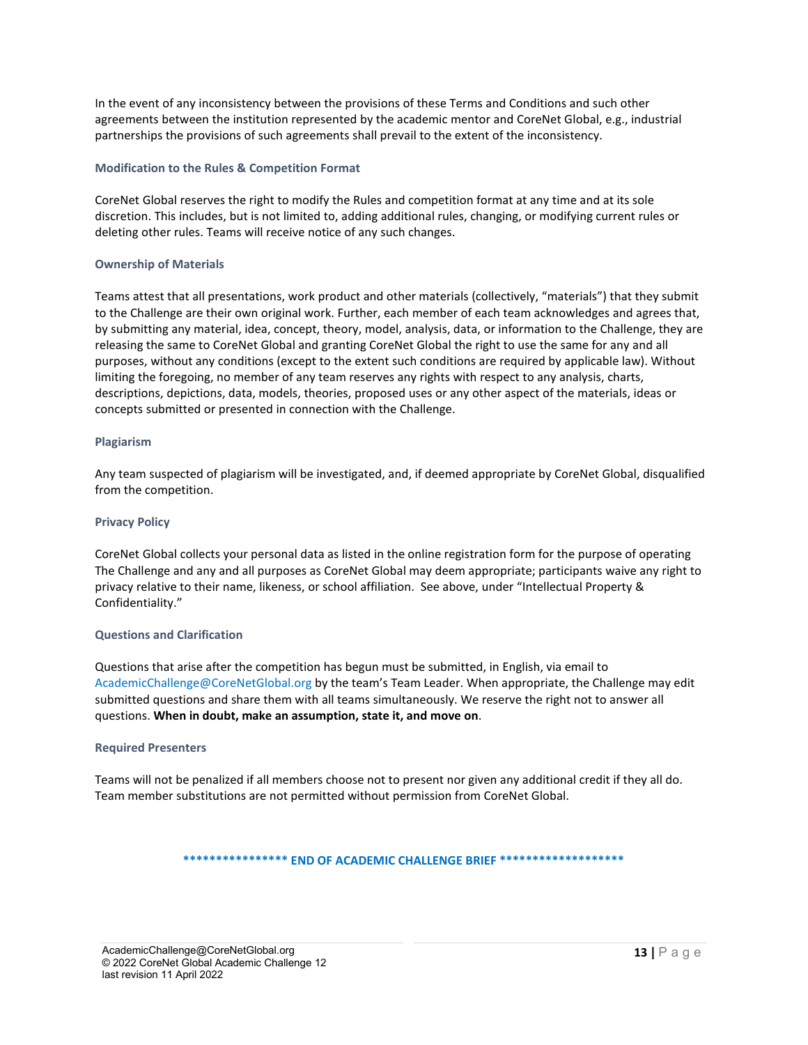In the event of any inconsistency between the provisions of these Terms and Conditions and such other agreements between the institution represented by the academic mentor and CoreNet Global, e.g., industrial partnerships the provisions of such agreements shall prevail to the extent of the inconsistency.

### Modification to the Rules & Competition Format

CoreNet Global reserves the right to modify the Rules and competition format at any time and at its sole discretion. This includes, but is not limited to, adding additional rules, changing, or modifying current rules or deleting other rules. Teams will receive notice of any such changes.

### Ownership of Materials

Teams attest that all presentations, work product and other materials (collectively, "materials") that they submit to the Challenge are their own original work. Further, each member of each team acknowledges and agrees that, by submitting any material, idea, concept, theory, model, analysis, data, or information to the Challenge, they are releasing the same to CoreNet Global and granting CoreNet Global the right to use the same for any and all purposes, without any conditions (except to the extent such conditions are required by applicable law). Without limiting the foregoing, no member of any team reserves any rights with respect to any analysis, charts, descriptions, depictions, data, models, theories, proposed uses or any other aspect of the materials, ideas or concepts submitted or presented in connection with the Challenge.

### Plagiarism

Any team suspected of plagiarism will be investigated, and, if deemed appropriate by CoreNet Global, disqualified from the competition.

### Privacy Policy

CoreNet Global collects your personal data as listed in the online registration form for the purpose of operating The Challenge and any and all purposes as CoreNet Global may deem appropriate; participants waive any right to privacy relative to their name, likeness, or school affiliation. See above, under "Intellectual Property & Confidentiality."

### Questions and Clarification

Questions that arise after the competition has begun must be submitted, in English, via email to AcademicChallenge@CoreNetGlobal.org by the team's Team Leader. When appropriate, the Challenge may edit submitted questions and share them with all teams simultaneously. We reserve the right not to answer all questions. **When in doubt, make an assumption, state it, and move on**.

### Required Presenters

Teams will not be penalized if all members choose not to present nor given any additional credit if they all do. Team member substitutions are not permitted without permission from CoreNet Global.

**\*\*\*\*\*\*\*\*\*\*\*\*\*\*\*\* END OF ACADEMIC CHALLENGE BRIEF \*\*\*\*\*\*\*\*\*\*\*\*\*\*\*\*\*\*\***